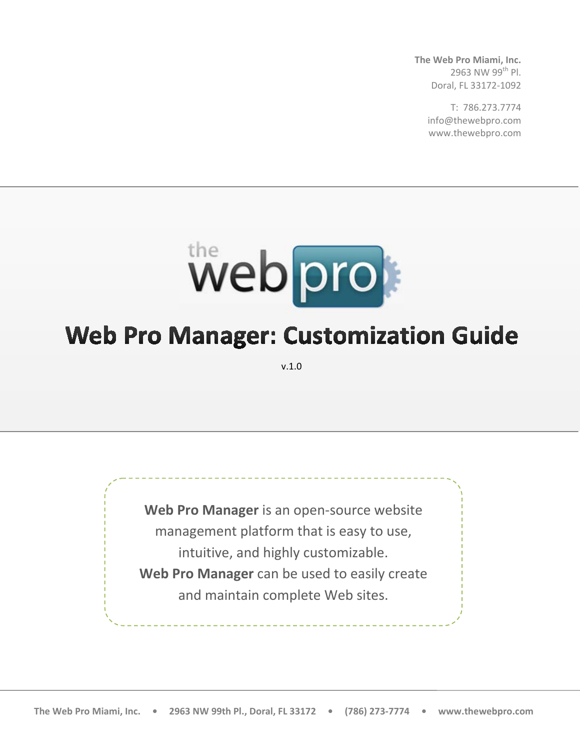**The Web Pro Miami, Inc.**
2963 NW 99th Pl.
Doral, FL 33172-1092

T: 786.273.7774
info@thewebpro.com
www.thewebpro.com

# Web Pro Manager: Customization Guide

v.1.0

**Web Pro Manager** is an open-source website management platform that is easy to use, intuitive, and highly customizable.
**Web Pro Manager** can be used to easily create and maintain complete Web sites.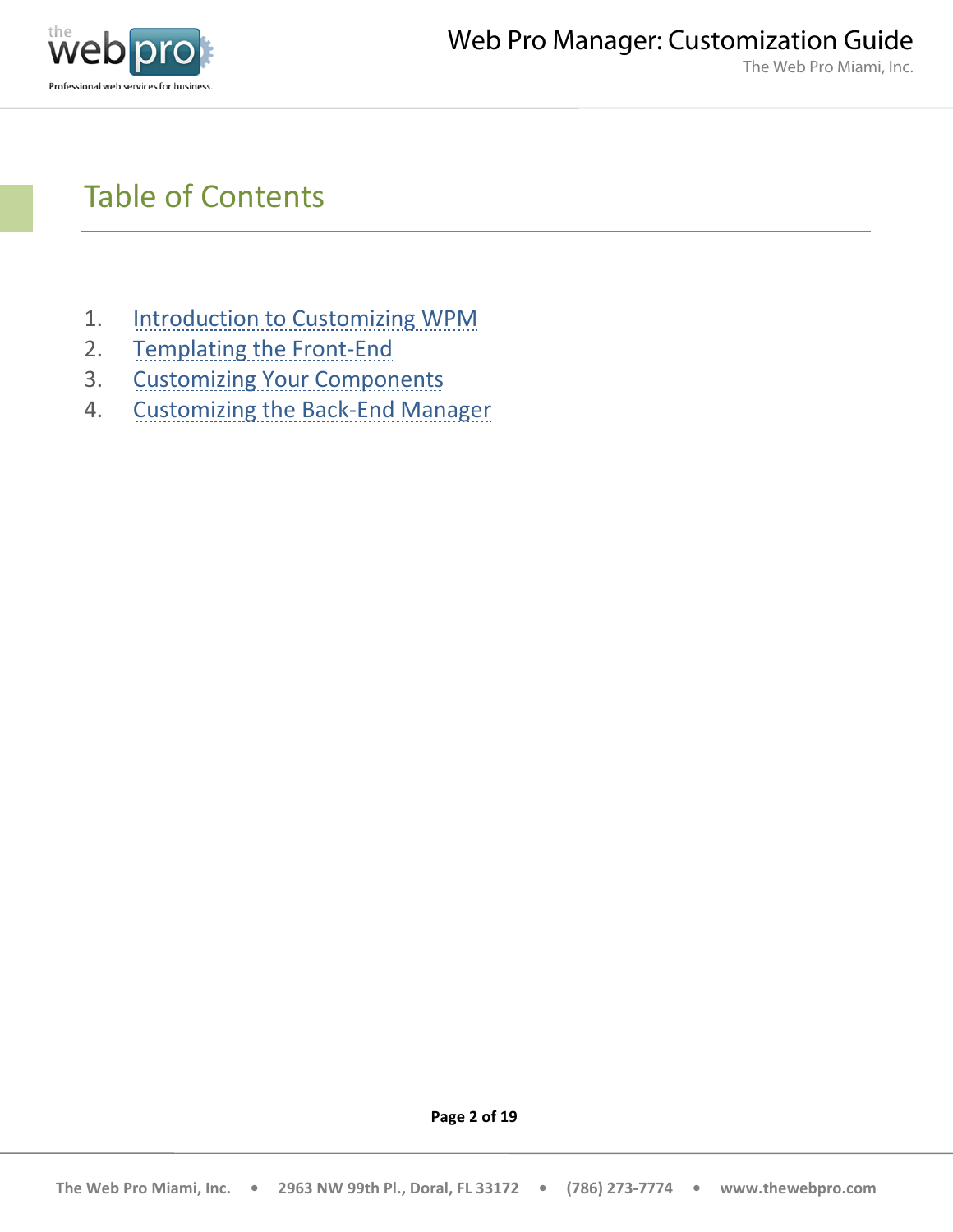# Table of Contents

1. Introduction to Customizing WPM
2. Templating the Front-End
3. Customizing Your Components
4. Customizing the Back-End Manager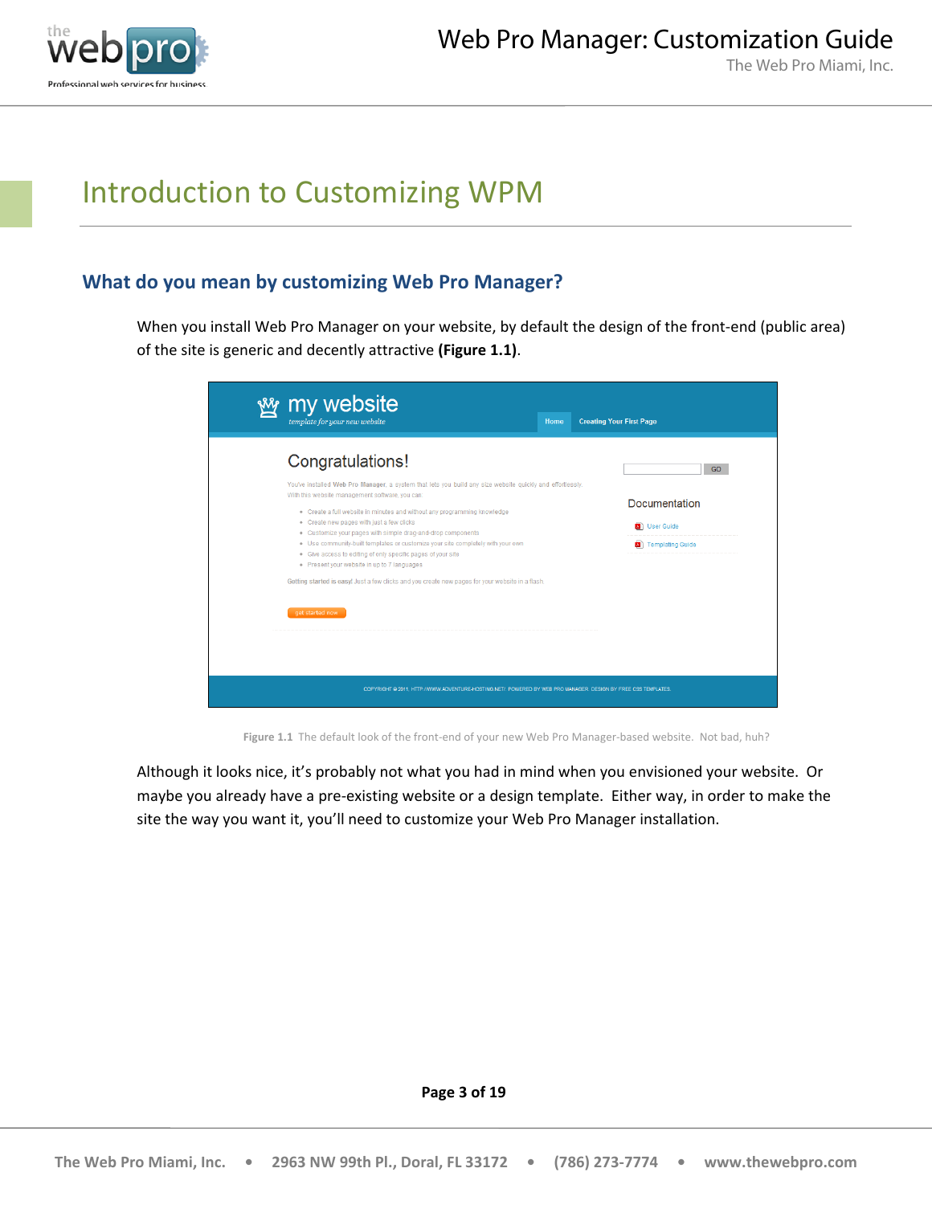# Introduction to Customizing WPM

## What do you mean by customizing Web Pro Manager?

When you install Web Pro Manager on your website, by default the design of the front-end (public area) of the site is generic and decently attractive **(Figure 1.1)**.

**Figure 1.1** The default look of the front-end of your new Web Pro Manager-based website. Not bad, huh?

Although it looks nice, it's probably not what you had in mind when you envisioned your website. Or maybe you already have a pre-existing website or a design template. Either way, in order to make the site the way you want it, you'll need to customize your Web Pro Manager installation.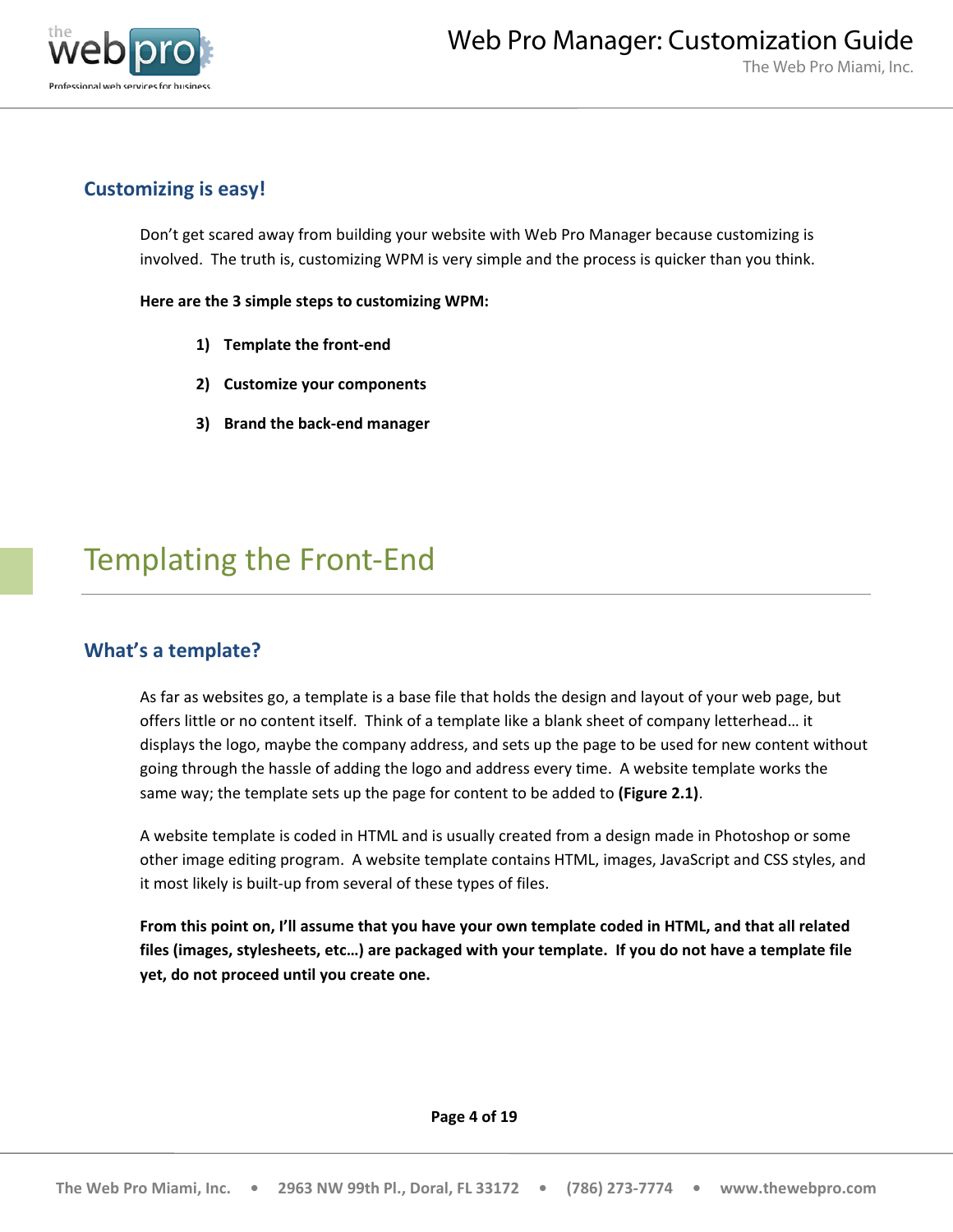## Customizing is easy!

Don't get scared away from building your website with Web Pro Manager because customizing is involved. The truth is, customizing WPM is very simple and the process is quicker than you think.

**Here are the 3 simple steps to customizing WPM:**

1) **Template the front-end**
2) **Customize your components**
3) **Brand the back-end manager**

# Templating the Front-End

## What's a template?

As far as websites go, a template is a base file that holds the design and layout of your web page, but offers little or no content itself. Think of a template like a blank sheet of company letterhead… it displays the logo, maybe the company address, and sets up the page to be used for new content without going through the hassle of adding the logo and address every time. A website template works the same way; the template sets up the page for content to be added to **(Figure 2.1)**.

A website template is coded in HTML and is usually created from a design made in Photoshop or some other image editing program. A website template contains HTML, images, JavaScript and CSS styles, and it most likely is built-up from several of these types of files.

**From this point on, I'll assume that you have your own template coded in HTML, and that all related files (images, stylesheets, etc…) are packaged with your template. If you do not have a template file yet, do not proceed until you create one.**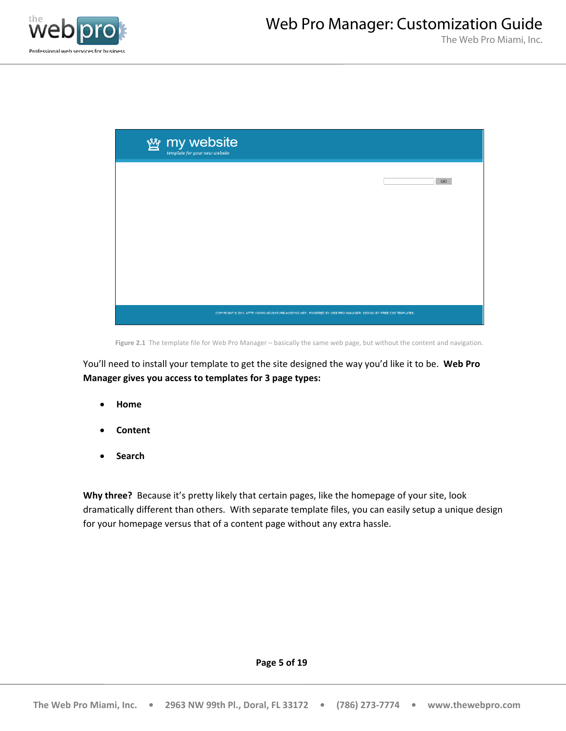Figure 2.1 The template file for Web Pro Manager – basically the same web page, but without the content and navigation.

You'll need to install your template to get the site designed the way you'd like it to be. **Web Pro Manager gives you access to templates for 3 page types:**

- **Home**
- **Content**
- **Search**

**Why three?** Because it's pretty likely that certain pages, like the homepage of your site, look dramatically different than others. With separate template files, you can easily setup a unique design for your homepage versus that of a content page without any extra hassle.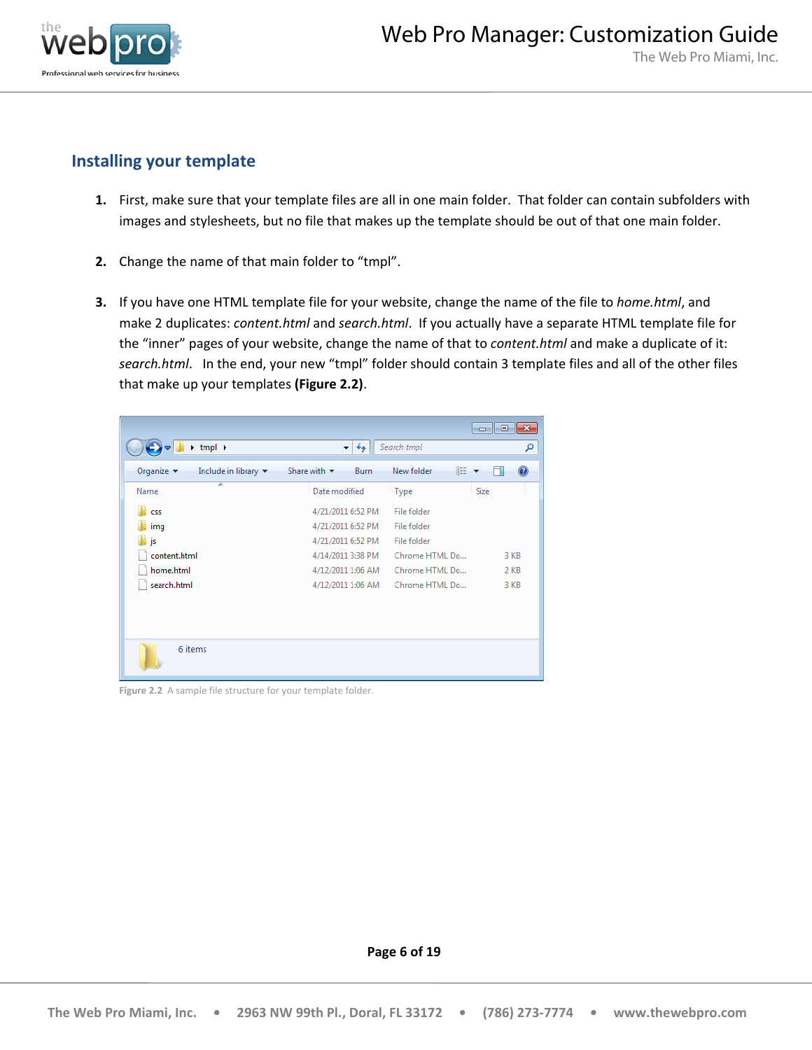## Installing your template

1. First, make sure that your template files are all in one main folder. That folder can contain subfolders with images and stylesheets, but no file that makes up the template should be out of that one main folder.

2. Change the name of that main folder to “tmpl”.

3. If you have one HTML template file for your website, change the name of the file to *home.html*, and make 2 duplicates: *content.html* and *search.html*. If you actually have a separate HTML template file for the “inner” pages of your website, change the name of that to *content.html* and make a duplicate of it: *search.html*. In the end, your new “tmpl” folder should contain 3 template files and all of the other files that make up your templates **(Figure 2.2)**.

**Figure 2.2** A sample file structure for your template folder.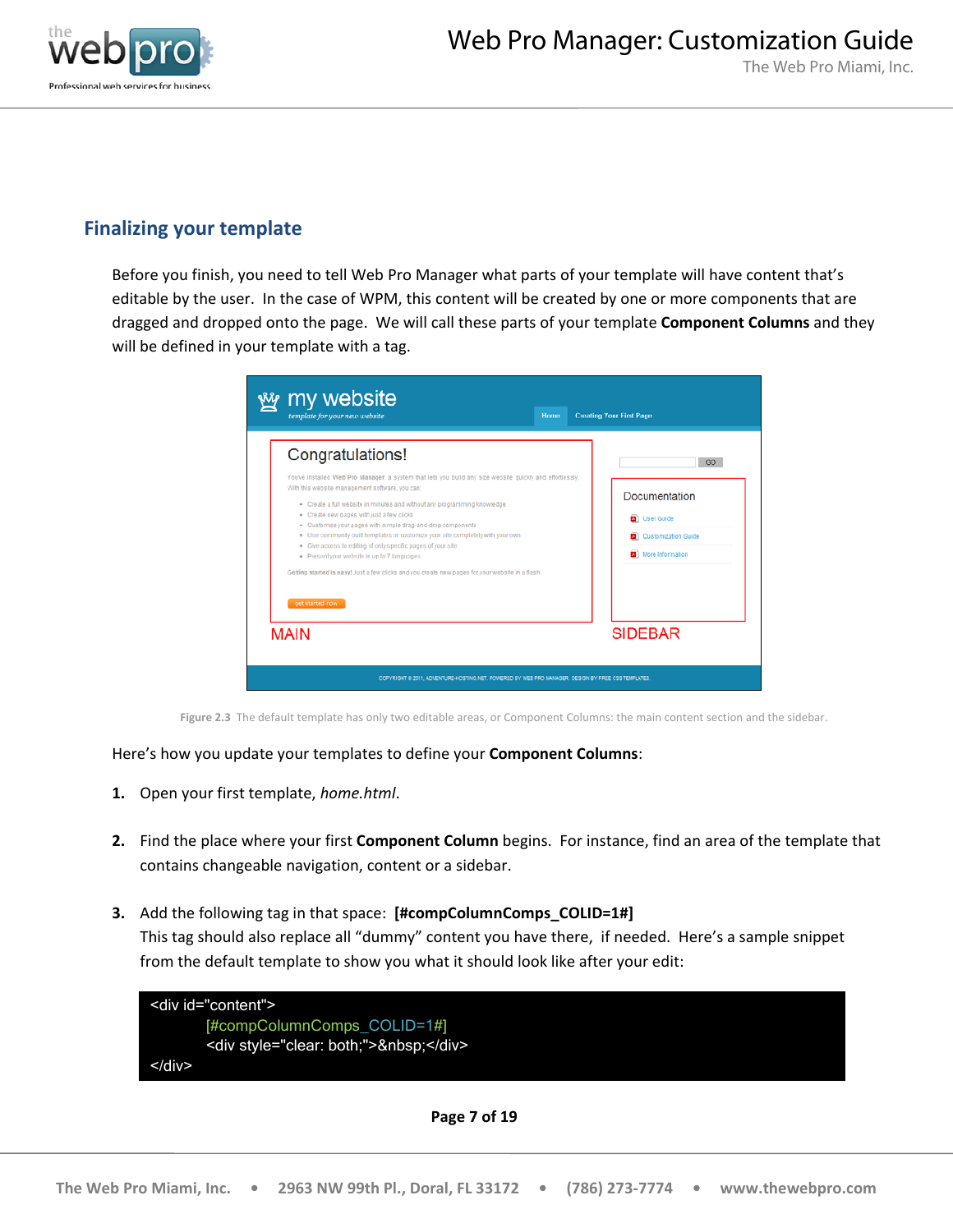## Finalizing your template

Before you finish, you need to tell Web Pro Manager what parts of your template will have content that's editable by the user. In the case of WPM, this content will be created by one or more components that are dragged and dropped onto the page. We will call these parts of your template **Component Columns** and they will be defined in your template with a tag.

**Figure 2.3** The default template has only two editable areas, or Component Columns: the main content section and the sidebar.

Here's how you update your templates to define your **Component Columns**:

1. Open your first template, *home.html*.

2. Find the place where your first **Component Column** begins. For instance, find an area of the template that contains changeable navigation, content or a sidebar.

3. Add the following tag in that space: **[#compColumnComps_COLID=1#]**
   This tag should also replace all "dummy" content you have there, if needed. Here's a sample snippet from the default template to show you what it should look like after your edit:

```
<div id="content">
        [#compColumnComps_COLID=1#]
        <div style="clear: both;">&nbsp;</div>
</div>
```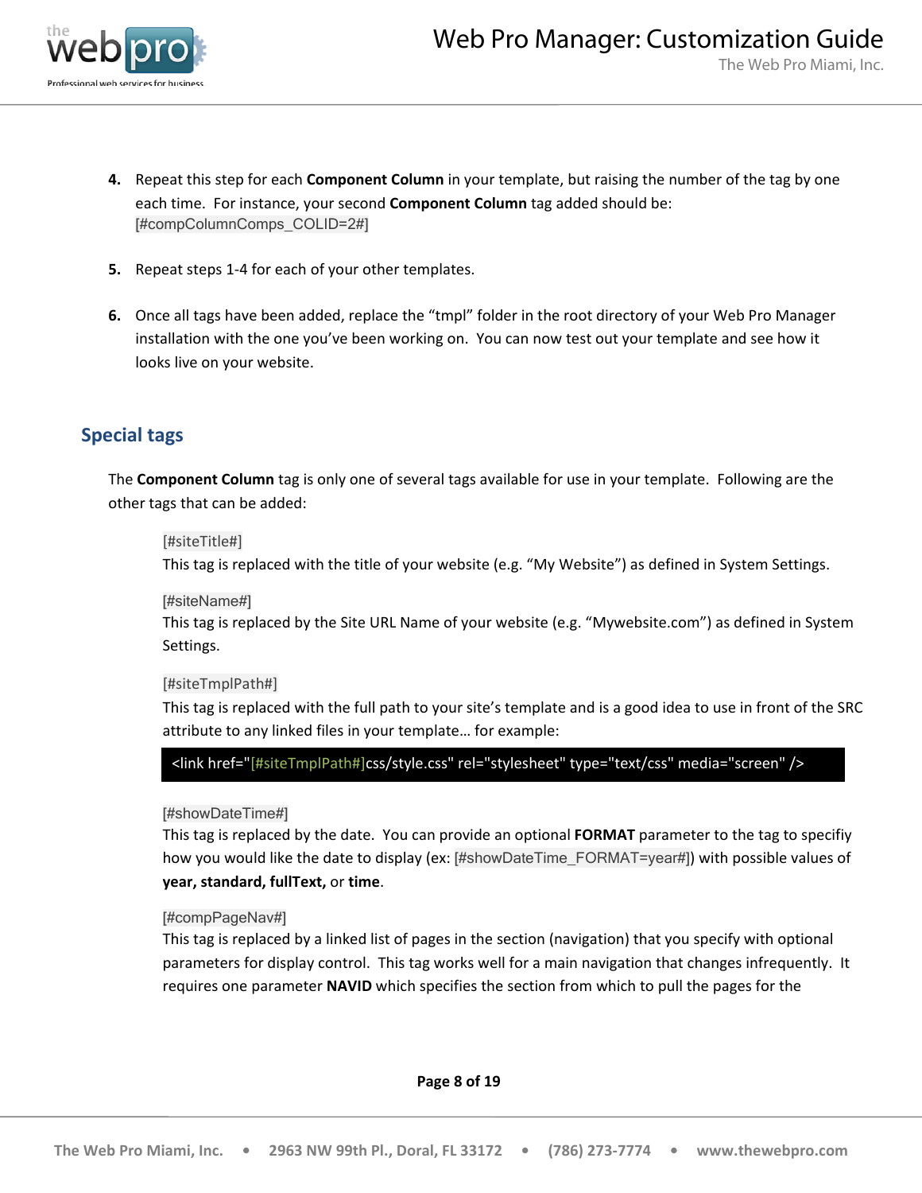4. Repeat this step for each **Component Column** in your template, but raising the number of the tag by one each time. For instance, your second **Component Column** tag added should be: [#compColumnComps_COLID=2#]

5. Repeat steps 1-4 for each of your other templates.

6. Once all tags have been added, replace the "tmpl" folder in the root directory of your Web Pro Manager installation with the one you've been working on. You can now test out your template and see how it looks live on your website.

## Special tags

The **Component Column** tag is only one of several tags available for use in your template. Following are the other tags that can be added:

[#siteTitle#]
This tag is replaced with the title of your website (e.g. "My Website") as defined in System Settings.

[#siteName#]
This tag is replaced by the Site URL Name of your website (e.g. "Mywebsite.com") as defined in System Settings.

[#siteTmplPath#]
This tag is replaced with the full path to your site's template and is a good idea to use in front of the SRC attribute to any linked files in your template… for example:

```
<link href="[#siteTmplPath#]css/style.css" rel="stylesheet" type="text/css" media="screen" />
```

[#showDateTime#]
This tag is replaced by the date. You can provide an optional **FORMAT** parameter to the tag to specifiy how you would like the date to display (ex: [#showDateTime_FORMAT=year#]) with possible values of **year, standard, fullText,** or **time**.

[#compPageNav#]
This tag is replaced by a linked list of pages in the section (navigation) that you specify with optional parameters for display control. This tag works well for a main navigation that changes infrequently. It requires one parameter **NAVID** which specifies the section from which to pull the pages for the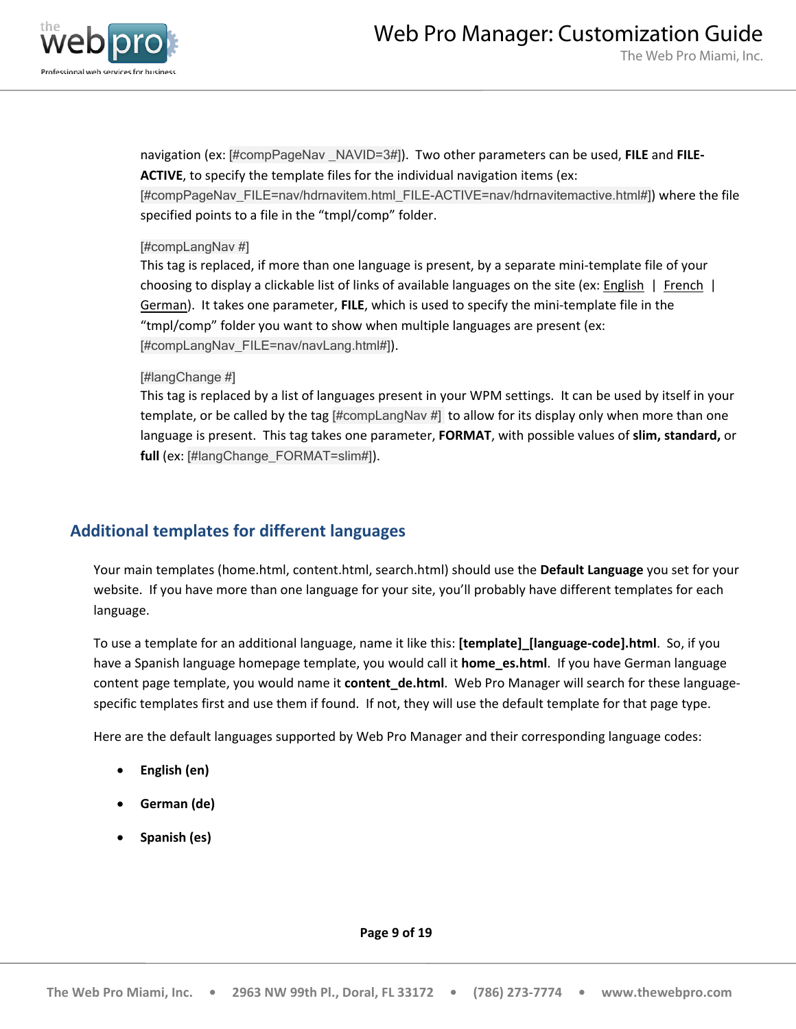navigation (ex: [#compPageNav _NAVID=3#]). Two other parameters can be used, **FILE** and **FILE-ACTIVE**, to specify the template files for the individual navigation items (ex: [#compPageNav_FILE=nav/hdrnavitem.html_FILE-ACTIVE=nav/hdrnavitemactive.html#]) where the file specified points to a file in the "tmpl/comp" folder.

[#compLangNav #]
This tag is replaced, if more than one language is present, by a separate mini-template file of your choosing to display a clickable list of links of available languages on the site (ex: English | French | German). It takes one parameter, **FILE**, which is used to specify the mini-template file in the "tmpl/comp" folder you want to show when multiple languages are present (ex: [#compLangNav_FILE=nav/navLang.html#]).

[#langChange #]
This tag is replaced by a list of languages present in your WPM settings. It can be used by itself in your template, or be called by the tag [#compLangNav #] to allow for its display only when more than one language is present. This tag takes one parameter, **FORMAT**, with possible values of **slim, standard,** or **full** (ex: [#langChange_FORMAT=slim#]).

## Additional templates for different languages

Your main templates (home.html, content.html, search.html) should use the **Default Language** you set for your website. If you have more than one language for your site, you'll probably have different templates for each language.

To use a template for an additional language, name it like this: **[template]_[language-code].html**. So, if you have a Spanish language homepage template, you would call it **home_es.html**. If you have German language content page template, you would name it **content_de.html**. Web Pro Manager will search for these language-specific templates first and use them if found. If not, they will use the default template for that page type.

Here are the default languages supported by Web Pro Manager and their corresponding language codes:

- **English (en)**
- **German (de)**
- **Spanish (es)**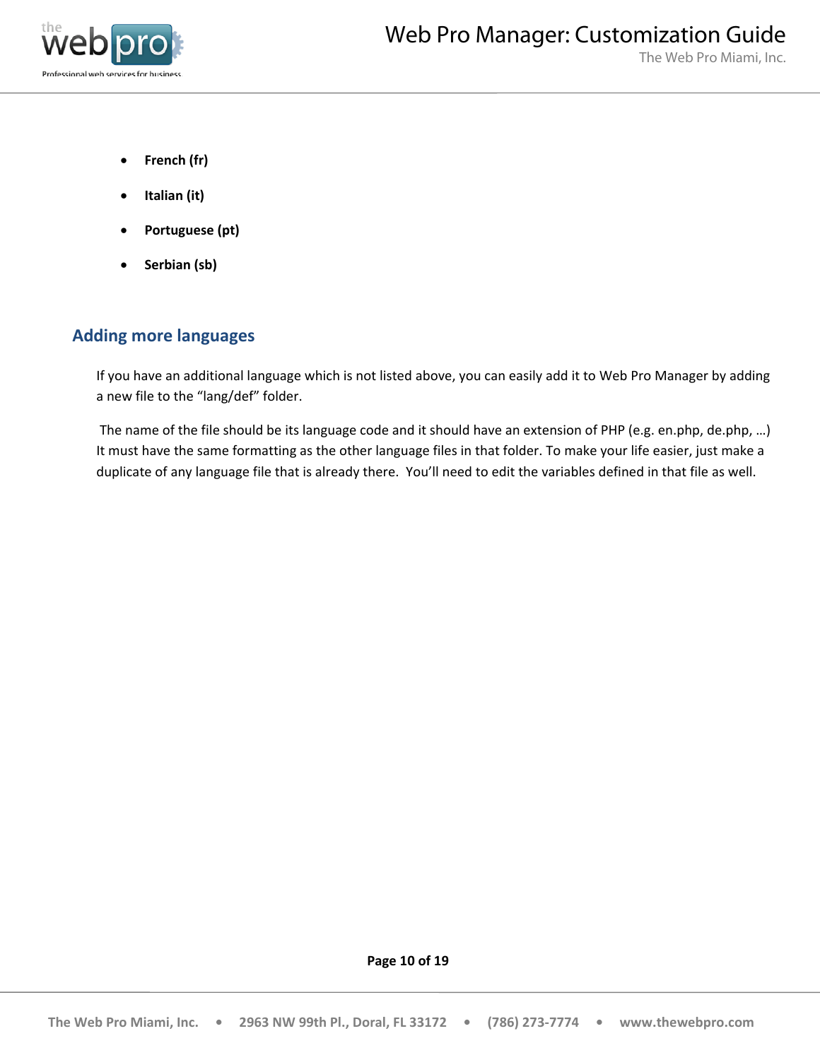- **French (fr)**
- **Italian (it)**
- **Portuguese (pt)**
- **Serbian (sb)**

## Adding more languages

If you have an additional language which is not listed above, you can easily add it to Web Pro Manager by adding a new file to the "lang/def" folder.

The name of the file should be its language code and it should have an extension of PHP (e.g. en.php, de.php, …) It must have the same formatting as the other language files in that folder. To make your life easier, just make a duplicate of any language file that is already there. You'll need to edit the variables defined in that file as well.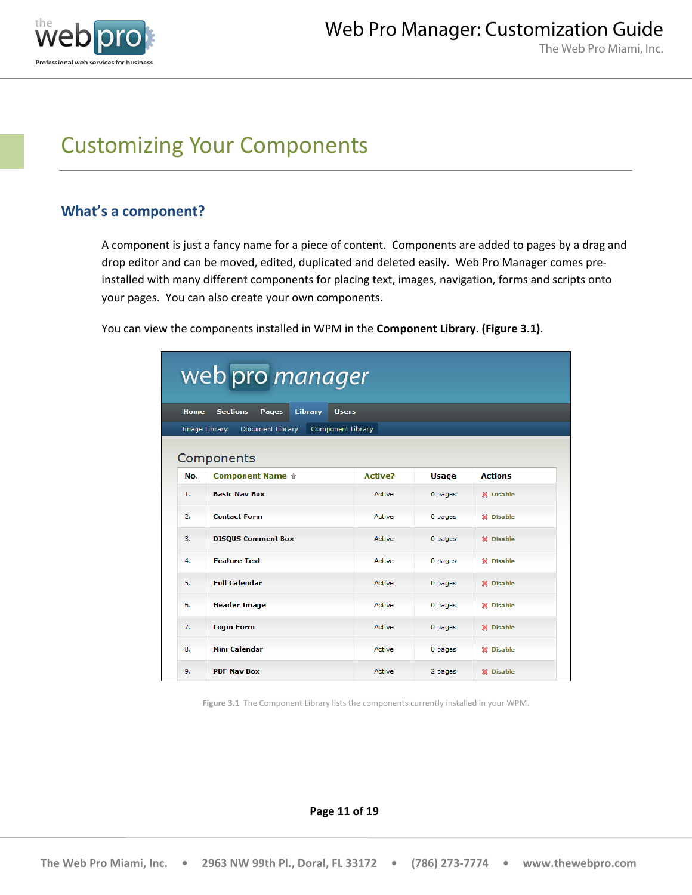# Customizing Your Components

## What's a component?

A component is just a fancy name for a piece of content. Components are added to pages by a drag and drop editor and can be moved, edited, duplicated and deleted easily. Web Pro Manager comes pre-installed with many different components for placing text, images, navigation, forms and scripts onto your pages. You can also create your own components.

You can view the components installed in WPM in the **Component Library**. **(Figure 3.1)**.

| No. | Component Name | Active? | Usage | Actions |
|---|---|---|---|---|
| 1. | Basic Nav Box | Active | 0 pages | Disable |
| 2. | Contact Form | Active | 0 pages | Disable |
| 3. | DISQUS Comment Box | Active | 0 pages | Disable |
| 4. | Feature Text | Active | 0 pages | Disable |
| 5. | Full Calendar | Active | 0 pages | Disable |
| 6. | Header Image | Active | 0 pages | Disable |
| 7. | Login Form | Active | 0 pages | Disable |
| 8. | Mini Calendar | Active | 0 pages | Disable |
| 9. | PDF Nav Box | Active | 2 pages | Disable |

**Figure 3.1** The Component Library lists the components currently installed in your WPM.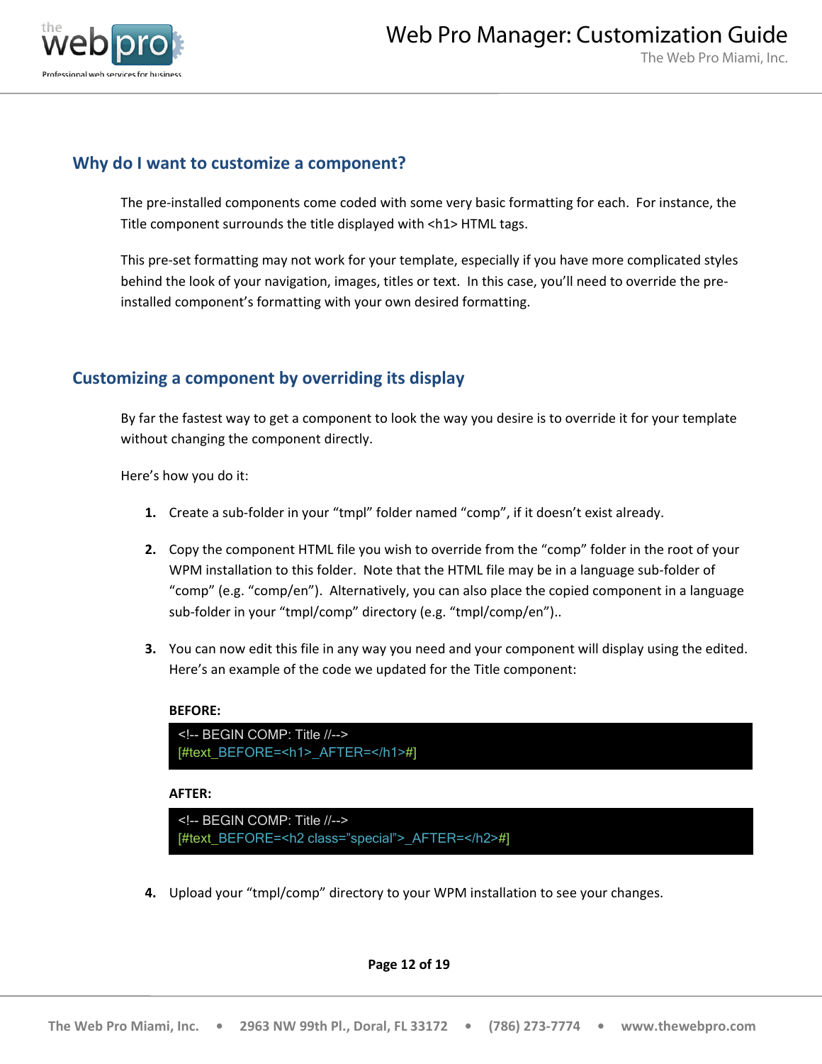## Why do I want to customize a component?

The pre-installed components come coded with some very basic formatting for each. For instance, the Title component surrounds the title displayed with <h1> HTML tags.

This pre-set formatting may not work for your template, especially if you have more complicated styles behind the look of your navigation, images, titles or text. In this case, you'll need to override the pre-installed component's formatting with your own desired formatting.

## Customizing a component by overriding its display

By far the fastest way to get a component to look the way you desire is to override it for your template without changing the component directly.

Here's how you do it:

1. Create a sub-folder in your "tmpl" folder named "comp", if it doesn't exist already.

2. Copy the component HTML file you wish to override from the "comp" folder in the root of your WPM installation to this folder. Note that the HTML file may be in a language sub-folder of "comp" (e.g. "comp/en"). Alternatively, you can also place the copied component in a language sub-folder in your "tmpl/comp" directory (e.g. "tmpl/comp/en")..

3. You can now edit this file in any way you need and your component will display using the edited. Here's an example of the code we updated for the Title component:

   **BEFORE:**

   ```
   <!-- BEGIN COMP: Title //-->
   [#text_BEFORE=<h1>_AFTER=</h1>#]
   ```

   **AFTER:**

   ```
   <!-- BEGIN COMP: Title //-->
   [#text_BEFORE=<h2 class="special">_AFTER=</h2>#]
   ```

4. Upload your "tmpl/comp" directory to your WPM installation to see your changes.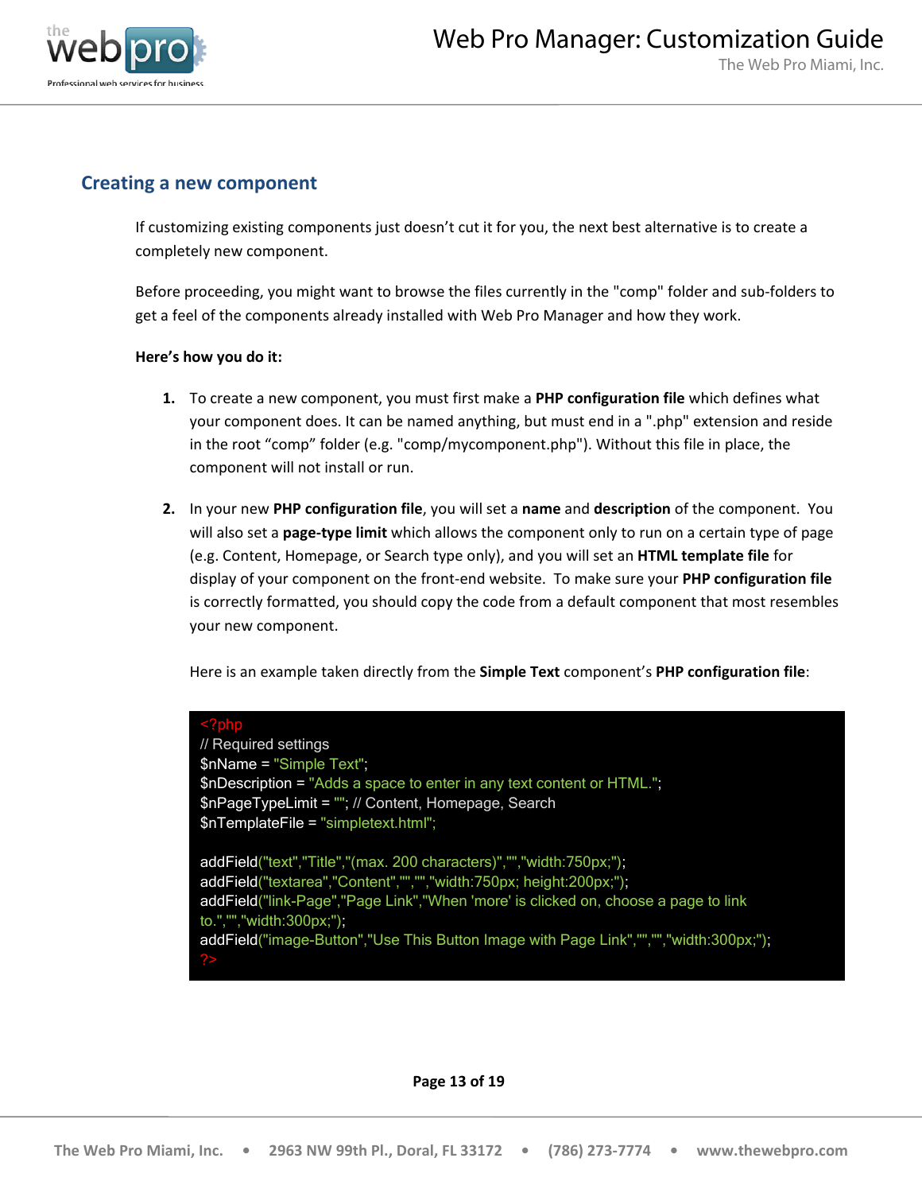## Creating a new component

If customizing existing components just doesn't cut it for you, the next best alternative is to create a completely new component.

Before proceeding, you might want to browse the files currently in the "comp" folder and sub-folders to get a feel of the components already installed with Web Pro Manager and how they work.

**Here's how you do it:**

1. To create a new component, you must first make a **PHP configuration file** which defines what your component does. It can be named anything, but must end in a ".php" extension and reside in the root "comp" folder (e.g. "comp/mycomponent.php"). Without this file in place, the component will not install or run.

2. In your new **PHP configuration file**, you will set a **name** and **description** of the component. You will also set a **page-type limit** which allows the component only to run on a certain type of page (e.g. Content, Homepage, or Search type only), and you will set an **HTML template file** for display of your component on the front-end website. To make sure your **PHP configuration file** is correctly formatted, you should copy the code from a default component that most resembles your new component.

   Here is an example taken directly from the **Simple Text** component's **PHP configuration file**:

```
<?php
// Required settings
$nName = "Simple Text";
$nDescription = "Adds a space to enter in any text content or HTML.";
$nPageTypeLimit = ""; // Content, Homepage, Search
$nTemplateFile = "simpletext.html";

addField("text","Title","(max. 200 characters)","","width:750px;");
addField("textarea","Content","","","width:750px; height:200px;");
addField("link-Page","Page Link","When 'more' is clicked on, choose a page to link
to.","","width:300px;");
addField("image-Button","Use This Button Image with Page Link","","","width:300px;");
?>
```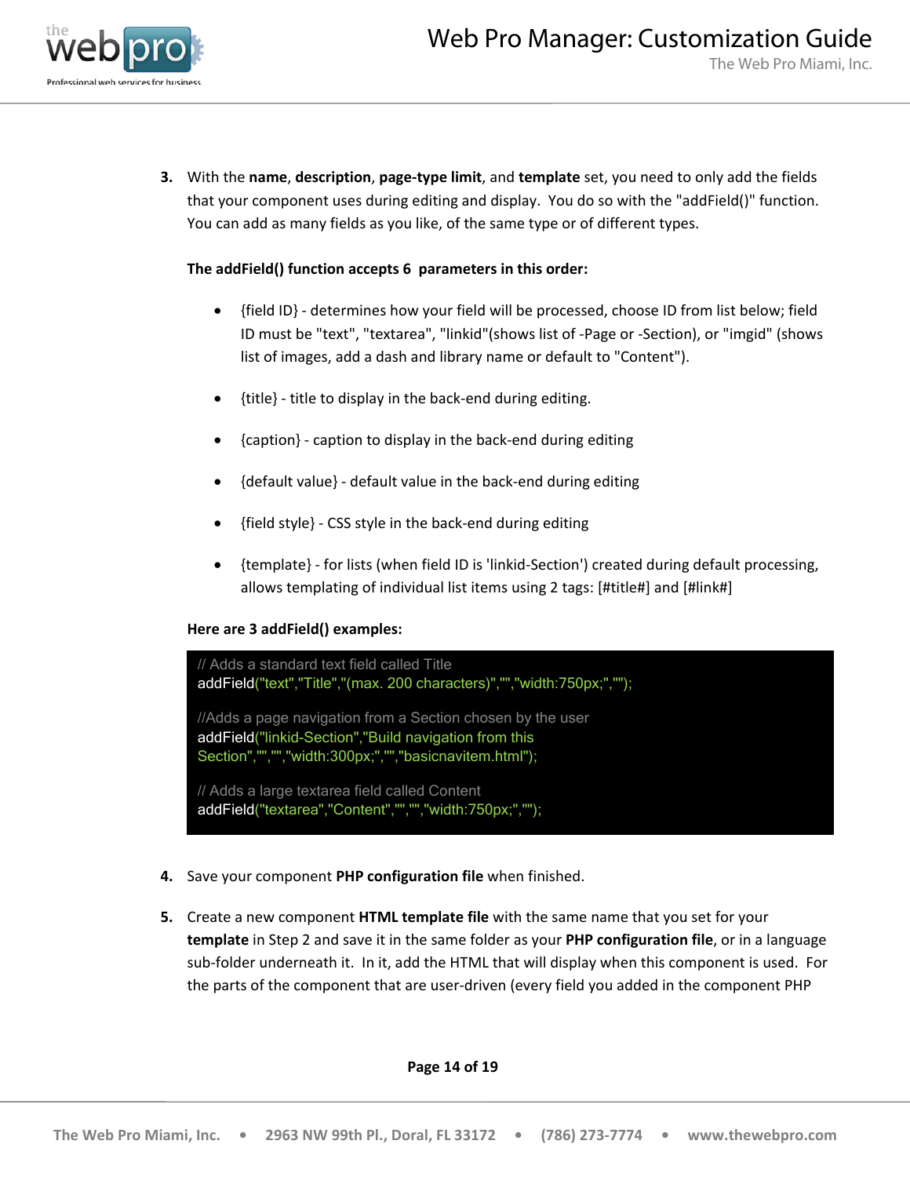3. With the **name**, **description**, **page-type limit**, and **template** set, you need to only add the fields that your component uses during editing and display. You do so with the "addField()" function. You can add as many fields as you like, of the same type or of different types.

   **The addField() function accepts 6 parameters in this order:**

   - {field ID} - determines how your field will be processed, choose ID from list below; field ID must be "text", "textarea", "linkid"(shows list of -Page or -Section), or "imgid" (shows list of images, add a dash and library name or default to "Content").
   - {title} - title to display in the back-end during editing.
   - {caption} - caption to display in the back-end during editing
   - {default value} - default value in the back-end during editing
   - {field style} - CSS style in the back-end during editing
   - {template} - for lists (when field ID is 'linkid-Section') created during default processing, allows templating of individual list items using 2 tags: [#title#] and [#link#]

   **Here are 3 addField() examples:**

   ```
   // Adds a standard text field called Title
   addField("text","Title","(max. 200 characters)","","width:750px;","");

   //Adds a page navigation from a Section chosen by the user
   addField("linkid-Section","Build navigation from this Section","","","width:300px;","","basicnavitem.html");

   // Adds a large textarea field called Content
   addField("textarea","Content","","","width:750px;","");
   ```

4. Save your component **PHP configuration file** when finished.

5. Create a new component **HTML template file** with the same name that you set for your **template** in Step 2 and save it in the same folder as your **PHP configuration file**, or in a language sub-folder underneath it. In it, add the HTML that will display when this component is used. For the parts of the component that are user-driven (every field you added in the component PHP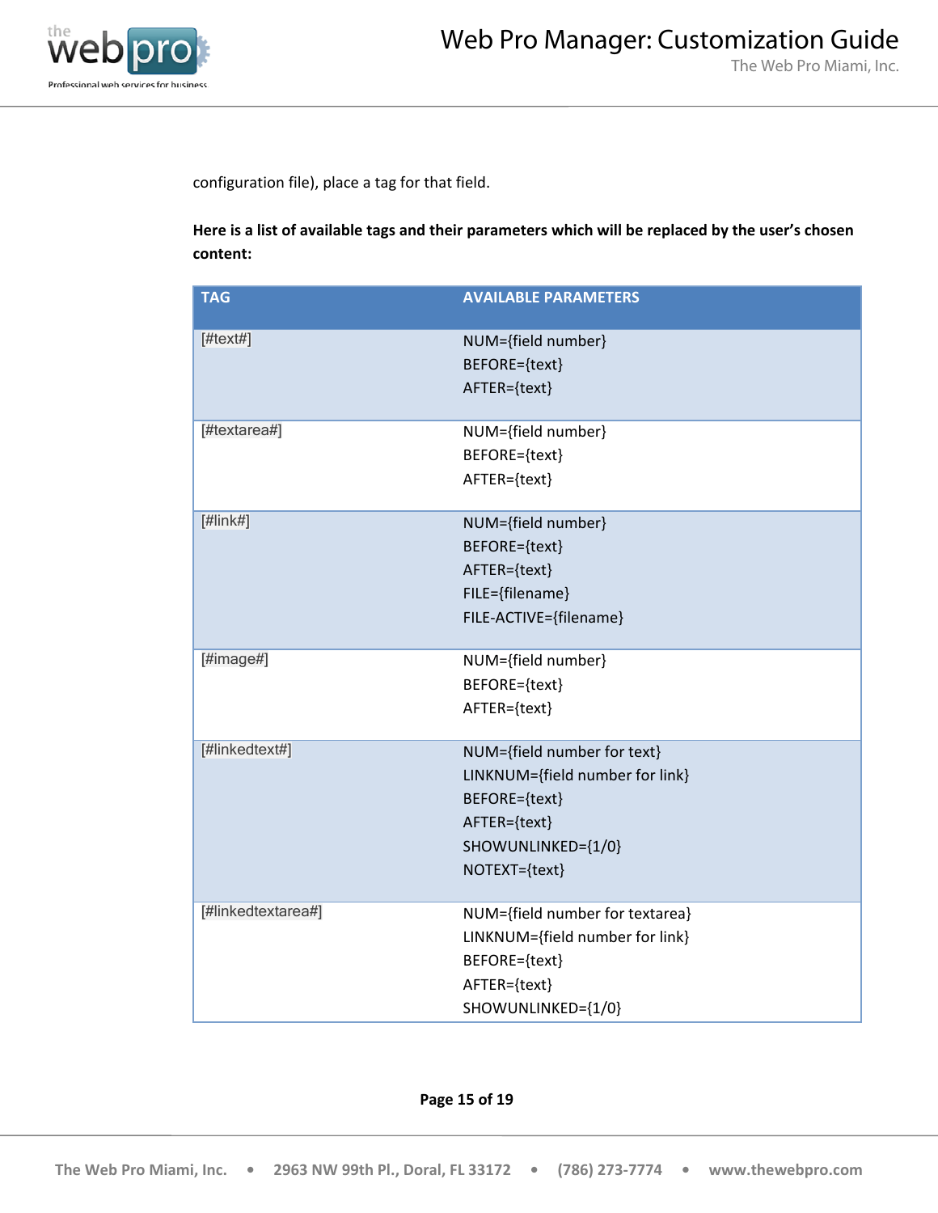configuration file), place a tag for that field.

**Here is a list of available tags and their parameters which will be replaced by the user's chosen content:**

| TAG | AVAILABLE PARAMETERS |
|---|---|
| [#text#] | NUM={field number}<br>BEFORE={text}<br>AFTER={text} |
| [#textarea#] | NUM={field number}<br>BEFORE={text}<br>AFTER={text} |
| [#link#] | NUM={field number}<br>BEFORE={text}<br>AFTER={text}<br>FILE={filename}<br>FILE-ACTIVE={filename} |
| [#image#] | NUM={field number}<br>BEFORE={text}<br>AFTER={text} |
| [#linkedtext#] | NUM={field number for text}<br>LINKNUM={field number for link}<br>BEFORE={text}<br>AFTER={text}<br>SHOWUNLINKED={1/0}<br>NOTEXT={text} |
| [#linkedtextarea#] | NUM={field number for textarea}<br>LINKNUM={field number for link}<br>BEFORE={text}<br>AFTER={text}<br>SHOWUNLINKED={1/0} |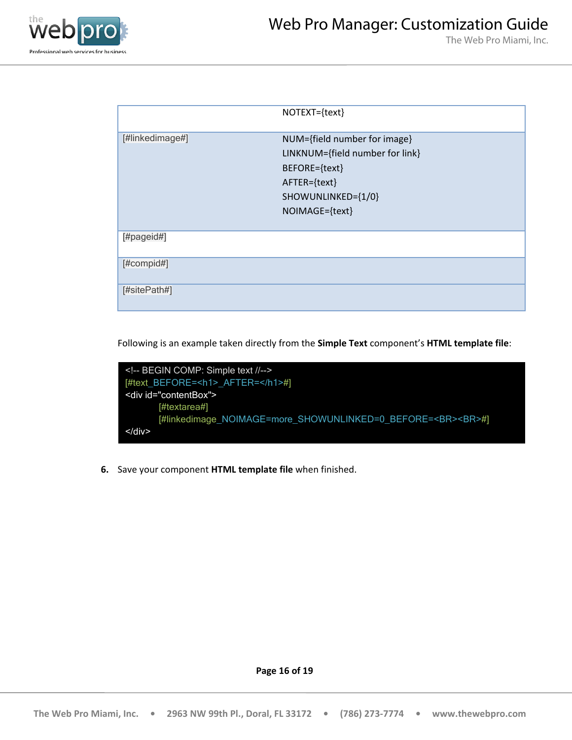| | |
|---|---|
| | NOTEXT={text} |
| [#linkedimage#] | NUM={field number for image}<br>LINKNUM={field number for link}<br>BEFORE={text}<br>AFTER={text}<br>SHOWUNLINKED={1/0}<br>NOIMAGE={text} |
| [#pageid#] | |
| [#compid#] | |
| [#sitePath#] | |

Following is an example taken directly from the **Simple Text** component's **HTML template file**:

```
<!-- BEGIN COMP: Simple text //-->
[#text_BEFORE=<h1>_AFTER=</h1>#]
<div id="contentBox">
        [#textarea#]
        [#linkedimage_NOIMAGE=more_SHOWUNLINKED=0_BEFORE=<BR><BR>#]
</div>
```

6. Save your component **HTML template file** when finished.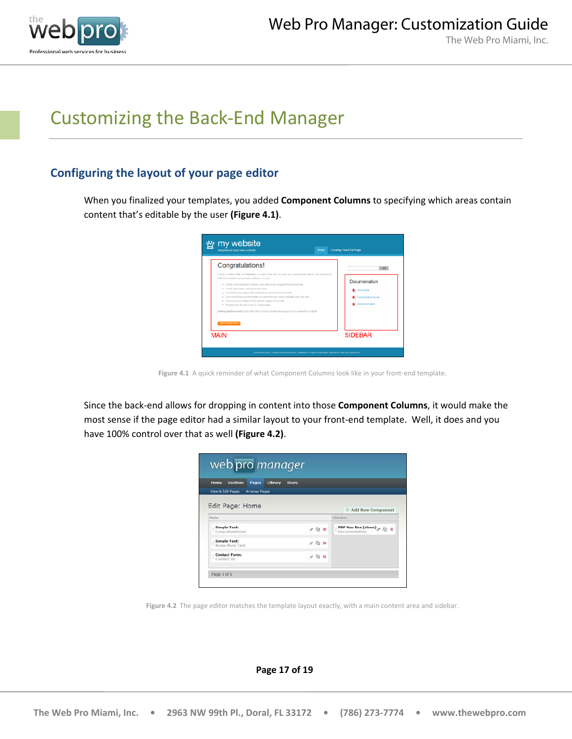# Customizing the Back-End Manager

## Configuring the layout of your page editor

When you finalized your templates, you added **Component Columns** to specifying which areas contain content that's editable by the user **(Figure 4.1)**.

Figure 4.1 A quick reminder of what Component Columns look like in your front-end template.

Since the back-end allows for dropping in content into those **Component Columns**, it would make the most sense if the page editor had a similar layout to your front-end template. Well, it does and you have 100% control over that as well **(Figure 4.2)**.

Figure 4.2 The page editor matches the template layout exactly, with a main content area and sidebar.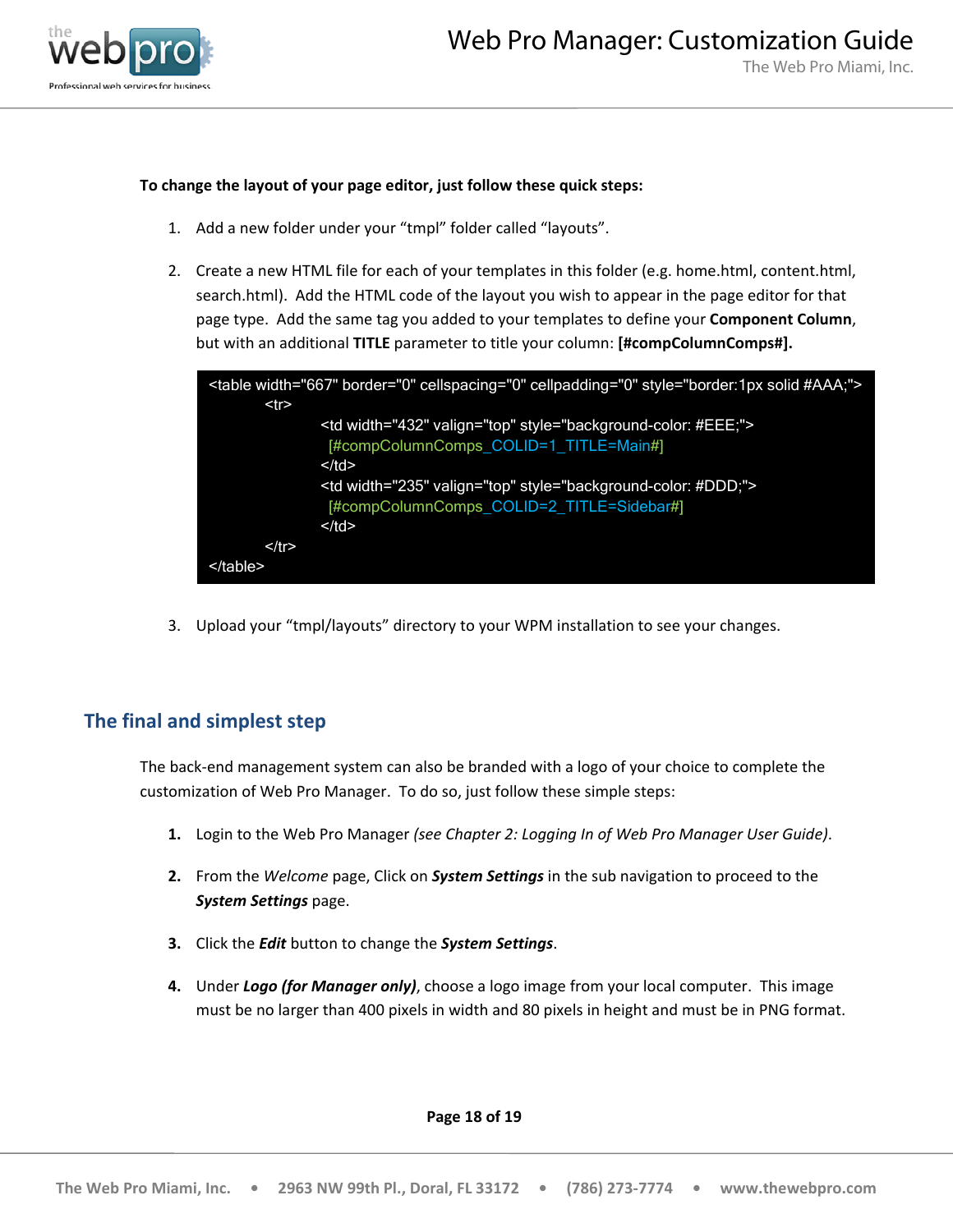**To change the layout of your page editor, just follow these quick steps:**

1. Add a new folder under your "tmpl" folder called "layouts".

2. Create a new HTML file for each of your templates in this folder (e.g. home.html, content.html, search.html). Add the HTML code of the layout you wish to appear in the page editor for that page type. Add the same tag you added to your templates to define your **Component Column**, but with an additional **TITLE** parameter to title your column: **[#compColumnComps#].**

```
<table width="667" border="0" cellspacing="0" cellpadding="0" style="border:1px solid #AAA;">
        <tr>
                <td width="432" valign="top" style="background-color: #EEE;">
                 [#compColumnComps_COLID=1_TITLE=Main#]
                </td>
                <td width="235" valign="top" style="background-color: #DDD;">
                 [#compColumnComps_COLID=2_TITLE=Sidebar#]
                </td>
        </tr>
</table>
```

3. Upload your "tmpl/layouts" directory to your WPM installation to see your changes.

## The final and simplest step

The back-end management system can also be branded with a logo of your choice to complete the customization of Web Pro Manager. To do so, just follow these simple steps:

**1.** Login to the Web Pro Manager *(see Chapter 2: Logging In of Web Pro Manager User Guide)*.

**2.** From the *Welcome* page, Click on ***System Settings*** in the sub navigation to proceed to the ***System Settings*** page.

**3.** Click the ***Edit*** button to change the ***System Settings***.

**4.** Under ***Logo (for Manager only)***, choose a logo image from your local computer. This image must be no larger than 400 pixels in width and 80 pixels in height and must be in PNG format.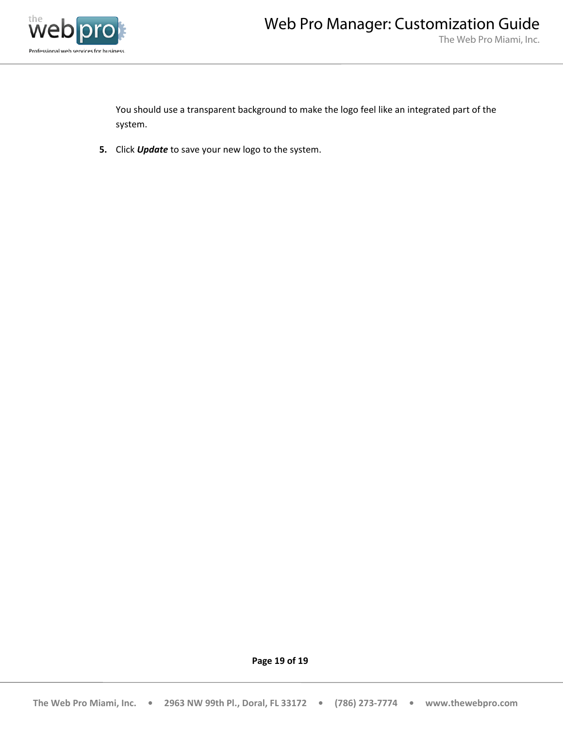You should use a transparent background to make the logo feel like an integrated part of the system.

5. Click ***Update*** to save your new logo to the system.